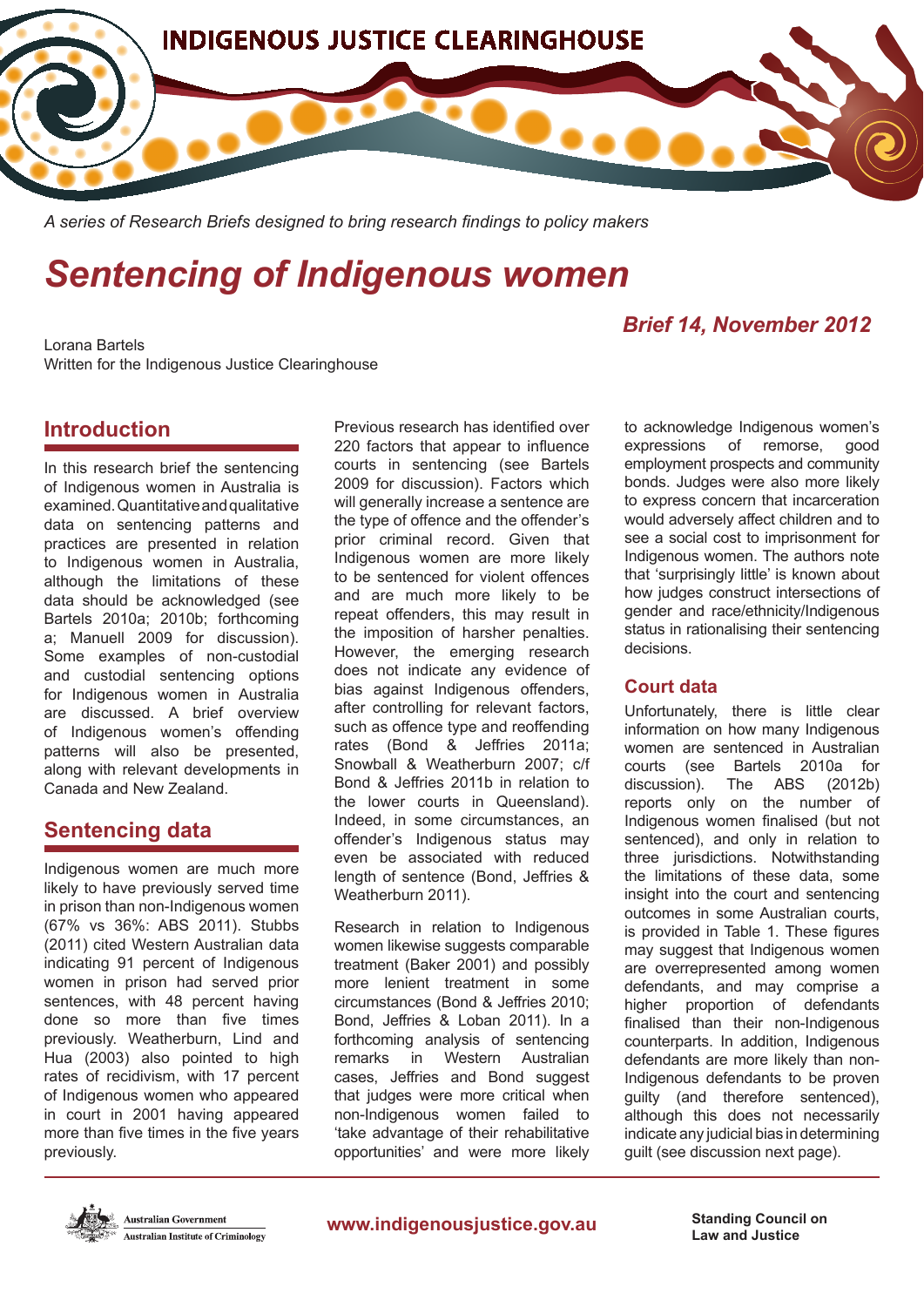INDIGENOUS JUSTICE CLEARINGHOUSE

*A series of Research Briefs designed to bring research findings to policy makers*

# Sentencing of Indigenous women

***Brief 14, November 2012***

Lorana Bartels
Written for the Indigenous Justice Clearinghouse

## Introduction

In this research brief the sentencing of Indigenous women in Australia is examined. Quantitative and qualitative data on sentencing patterns and practices are presented in relation to Indigenous women in Australia, although the limitations of these data should be acknowledged (see Bartels 2010a; 2010b; forthcoming a; Manuell 2009 for discussion). Some examples of non-custodial and custodial sentencing options for Indigenous women in Australia are discussed. A brief overview of Indigenous women's offending patterns will also be presented, along with relevant developments in Canada and New Zealand.

## Sentencing data

Indigenous women are much more likely to have previously served time in prison than non-Indigenous women (67% vs 36%: ABS 2011). Stubbs (2011) cited Western Australian data indicating 91 percent of Indigenous women in prison had served prior sentences, with 48 percent having done so more than five times previously. Weatherburn, Lind and Hua (2003) also pointed to high rates of recidivism, with 17 percent of Indigenous women who appeared in court in 2001 having appeared more than five times in the five years previously.

Previous research has identified over 220 factors that appear to influence courts in sentencing (see Bartels 2009 for discussion). Factors which will generally increase a sentence are the type of offence and the offender's prior criminal record. Given that Indigenous women are more likely to be sentenced for violent offences and are much more likely to be repeat offenders, this may result in the imposition of harsher penalties. However, the emerging research does not indicate any evidence of bias against Indigenous offenders, after controlling for relevant factors, such as offence type and reoffending rates (Bond & Jeffries 2011a; Snowball & Weatherburn 2007; c/f Bond & Jeffries 2011b in relation to the lower courts in Queensland). Indeed, in some circumstances, an offender's Indigenous status may even be associated with reduced length of sentence (Bond, Jeffries & Weatherburn 2011).

Research in relation to Indigenous women likewise suggests comparable treatment (Baker 2001) and possibly more lenient treatment in some circumstances (Bond & Jeffries 2010; Bond, Jeffries & Loban 2011). In a forthcoming analysis of sentencing remarks in Western Australian cases, Jeffries and Bond suggest that judges were more critical when non-Indigenous women failed to 'take advantage of their rehabilitative opportunities' and were more likely to acknowledge Indigenous women's expressions of remorse, good employment prospects and community bonds. Judges were also more likely to express concern that incarceration would adversely affect children and to see a social cost to imprisonment for Indigenous women. The authors note that 'surprisingly little' is known about how judges construct intersections of gender and race/ethnicity/Indigenous status in rationalising their sentencing decisions.

## Court data

Unfortunately, there is little clear information on how many Indigenous women are sentenced in Australian courts (see Bartels 2010a for discussion). The ABS (2012b) reports only on the number of Indigenous women finalised (but not sentenced), and only in relation to three jurisdictions. Notwithstanding the limitations of these data, some insight into the court and sentencing outcomes in some Australian courts, is provided in Table 1. These figures may suggest that Indigenous women are overrepresented among women defendants, and may comprise a higher proportion of defendants finalised than their non-Indigenous counterparts. In addition, Indigenous defendants are more likely than non-Indigenous defendants to be proven guilty (and therefore sentenced), although this does not necessarily indicate any judicial bias in determining guilt (see discussion next page).

Australian Government — Australian Institute of Criminology | www.indigenousjustice.gov.au | Standing Council on Law and Justice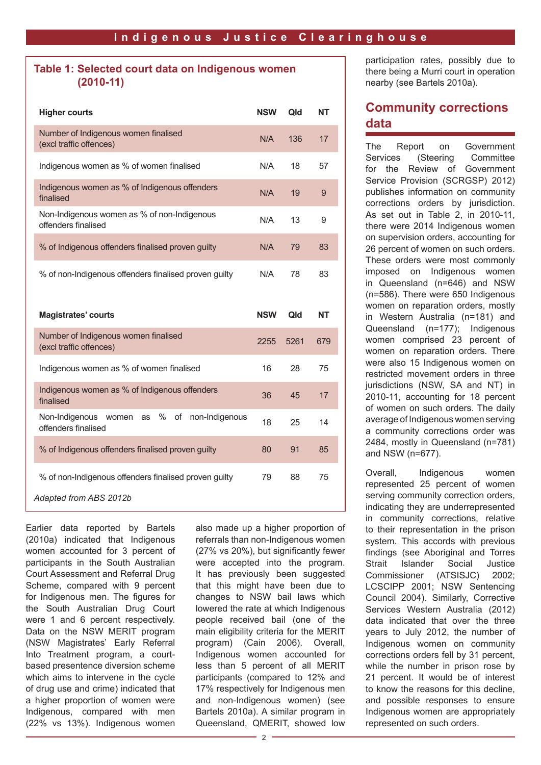### Table 1: Selected court data on Indigenous women (2010-11)

| Higher courts | NSW | Qld | NT |
|---|---|---|---|
| Number of Indigenous women finalised (excl traffic offences) | N/A | 136 | 17 |
| Indigenous women as % of women finalised | N/A | 18 | 57 |
| Indigenous women as % of Indigenous offenders finalised | N/A | 19 | 9 |
| Non-Indigenous women as % of non-Indigenous offenders finalised | N/A | 13 | 9 |
| % of Indigenous offenders finalised proven guilty | N/A | 79 | 83 |
| % of non-Indigenous offenders finalised proven guilty | N/A | 78 | 83 |
| **Magistrates' courts** | **NSW** | **Qld** | **NT** |
| Number of Indigenous women finalised (excl traffic offences) | 2255 | 5261 | 679 |
| Indigenous women as % of women finalised | 16 | 28 | 75 |
| Indigenous women as % of Indigenous offenders finalised | 36 | 45 | 17 |
| Non-Indigenous women as % of non-Indigenous offenders finalised | 18 | 25 | 14 |
| % of Indigenous offenders finalised proven guilty | 80 | 91 | 85 |
| % of non-Indigenous offenders finalised proven guilty | 79 | 88 | 75 |

*Adapted from ABS 2012b*

Earlier data reported by Bartels (2010a) indicated that Indigenous women accounted for 3 percent of participants in the South Australian Court Assessment and Referral Drug Scheme, compared with 9 percent for Indigenous men. The figures for the South Australian Drug Court were 1 and 6 percent respectively. Data on the NSW MERIT program (NSW Magistrates' Early Referral Into Treatment program, a court-based presentence diversion scheme which aims to intervene in the cycle of drug use and crime) indicated that a higher proportion of women were Indigenous, compared with men (22% vs 13%). Indigenous women also made up a higher proportion of referrals than non-Indigenous women (27% vs 20%), but significantly fewer were accepted into the program. It has previously been suggested that this might have been due to changes to NSW bail laws which lowered the rate at which Indigenous people received bail (one of the main eligibility criteria for the MERIT program) (Cain 2006). Overall, Indigenous women accounted for less than 5 percent of all MERIT participants (compared to 12% and 17% respectively for Indigenous men and non-Indigenous women) (see Bartels 2010a). A similar program in Queensland, QMERIT, showed low participation rates, possibly due to there being a Murri court in operation nearby (see Bartels 2010a).

## Community corrections data

The Report on Government Services (Steering Committee for the Review of Government Service Provision (SCRGSP) 2012) publishes information on community corrections orders by jurisdiction. As set out in Table 2, in 2010-11, there were 2014 Indigenous women on supervision orders, accounting for 26 percent of women on such orders. These orders were most commonly imposed on Indigenous women in Queensland (n=646) and NSW (n=586). There were 650 Indigenous women on reparation orders, mostly in Western Australia (n=181) and Queensland (n=177); Indigenous women comprised 23 percent of women on reparation orders. There were also 15 Indigenous women on restricted movement orders in three jurisdictions (NSW, SA and NT) in 2010-11, accounting for 18 percent of women on such orders. The daily average of Indigenous women serving a community corrections order was 2484, mostly in Queensland (n=781) and NSW (n=677).

Overall, Indigenous women represented 25 percent of women serving community correction orders, indicating they are underrepresented in community corrections, relative to their representation in the prison system. This accords with previous findings (see Aboriginal and Torres Strait Islander Social Justice Commissioner (ATSISJC) 2002; LCSCIPP 2001; NSW Sentencing Council 2004). Similarly, Corrective Services Western Australia (2012) data indicated that over the three years to July 2012, the number of Indigenous women on community corrections orders fell by 31 percent, while the number in prison rose by 21 percent. It would be of interest to know the reasons for this decline, and possible responses to ensure Indigenous women are appropriately represented on such orders.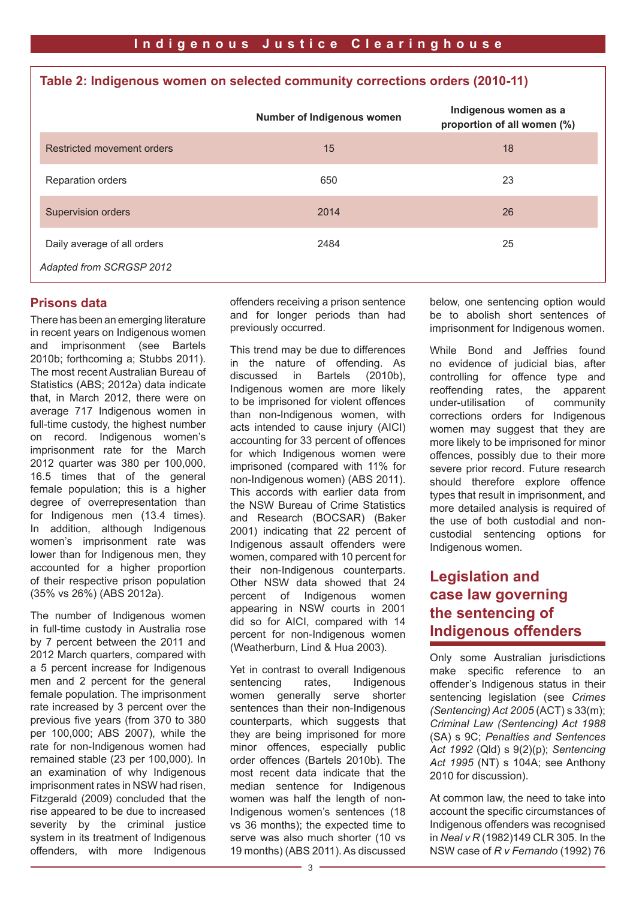**Table 2: Indigenous women on selected community corrections orders (2010-11)**

| | Number of Indigenous women | Indigenous women as a proportion of all women (%) |
|---|---|---|
| Restricted movement orders | 15 | 18 |
| Reparation orders | 650 | 23 |
| Supervision orders | 2014 | 26 |
| Daily average of all orders | 2484 | 25 |

*Adapted from SCRGSP 2012*

## Prisons data

There has been an emerging literature in recent years on Indigenous women and imprisonment (see Bartels 2010b; forthcoming a; Stubbs 2011). The most recent Australian Bureau of Statistics (ABS; 2012a) data indicate that, in March 2012, there were on average 717 Indigenous women in full-time custody, the highest number on record. Indigenous women's imprisonment rate for the March 2012 quarter was 380 per 100,000, 16.5 times that of the general female population; this is a higher degree of overrepresentation than for Indigenous men (13.4 times). In addition, although Indigenous women's imprisonment rate was lower than for Indigenous men, they accounted for a higher proportion of their respective prison population (35% vs 26%) (ABS 2012a).

The number of Indigenous women in full-time custody in Australia rose by 7 percent between the 2011 and 2012 March quarters, compared with a 5 percent increase for Indigenous men and 2 percent for the general female population. The imprisonment rate increased by 3 percent over the previous five years (from 370 to 380 per 100,000; ABS 2007), while the rate for non-Indigenous women had remained stable (23 per 100,000). In an examination of why Indigenous imprisonment rates in NSW had risen, Fitzgerald (2009) concluded that the rise appeared to be due to increased severity by the criminal justice system in its treatment of Indigenous offenders, with more Indigenous offenders receiving a prison sentence and for longer periods than had previously occurred.

This trend may be due to differences in the nature of offending. As discussed in Bartels (2010b), Indigenous women are more likely to be imprisoned for violent offences than non-Indigenous women, with acts intended to cause injury (AICI) accounting for 33 percent of offences for which Indigenous women were imprisoned (compared with 11% for non-Indigenous women) (ABS 2011). This accords with earlier data from the NSW Bureau of Crime Statistics and Research (BOCSAR) (Baker 2001) indicating that 22 percent of Indigenous assault offenders were women, compared with 10 percent for their non-Indigenous counterparts. Other NSW data showed that 24 percent of Indigenous women appearing in NSW courts in 2001 did so for AICI, compared with 14 percent for non-Indigenous women (Weatherburn, Lind & Hua 2003).

Yet in contrast to overall Indigenous sentencing rates, Indigenous women generally serve shorter sentences than their non-Indigenous counterparts, which suggests that they are being imprisoned for more minor offences, especially public order offences (Bartels 2010b). The most recent data indicate that the median sentence for Indigenous women was half the length of non-Indigenous women's sentences (18 vs 36 months); the expected time to serve was also much shorter (10 vs 19 months) (ABS 2011). As discussed below, one sentencing option would be to abolish short sentences of imprisonment for Indigenous women.

While Bond and Jeffries found no evidence of judicial bias, after controlling for offence type and reoffending rates, the apparent under-utilisation of community corrections orders for Indigenous women may suggest that they are more likely to be imprisoned for minor offences, possibly due to their more severe prior record. Future research should therefore explore offence types that result in imprisonment, and more detailed analysis is required of the use of both custodial and non-custodial sentencing options for Indigenous women.

## Legislation and case law governing the sentencing of Indigenous offenders

Only some Australian jurisdictions make specific reference to an offender's Indigenous status in their sentencing legislation (see *Crimes (Sentencing) Act 2005* (ACT) s 33(m); *Criminal Law (Sentencing) Act 1988* (SA) s 9C; *Penalties and Sentences Act 1992* (Qld) s 9(2)(p); *Sentencing Act 1995* (NT) s 104A; see Anthony 2010 for discussion).

At common law, the need to take into account the specific circumstances of Indigenous offenders was recognised in *Neal v R* (1982)149 CLR 305. In the NSW case of *R v Fernando* (1992) 76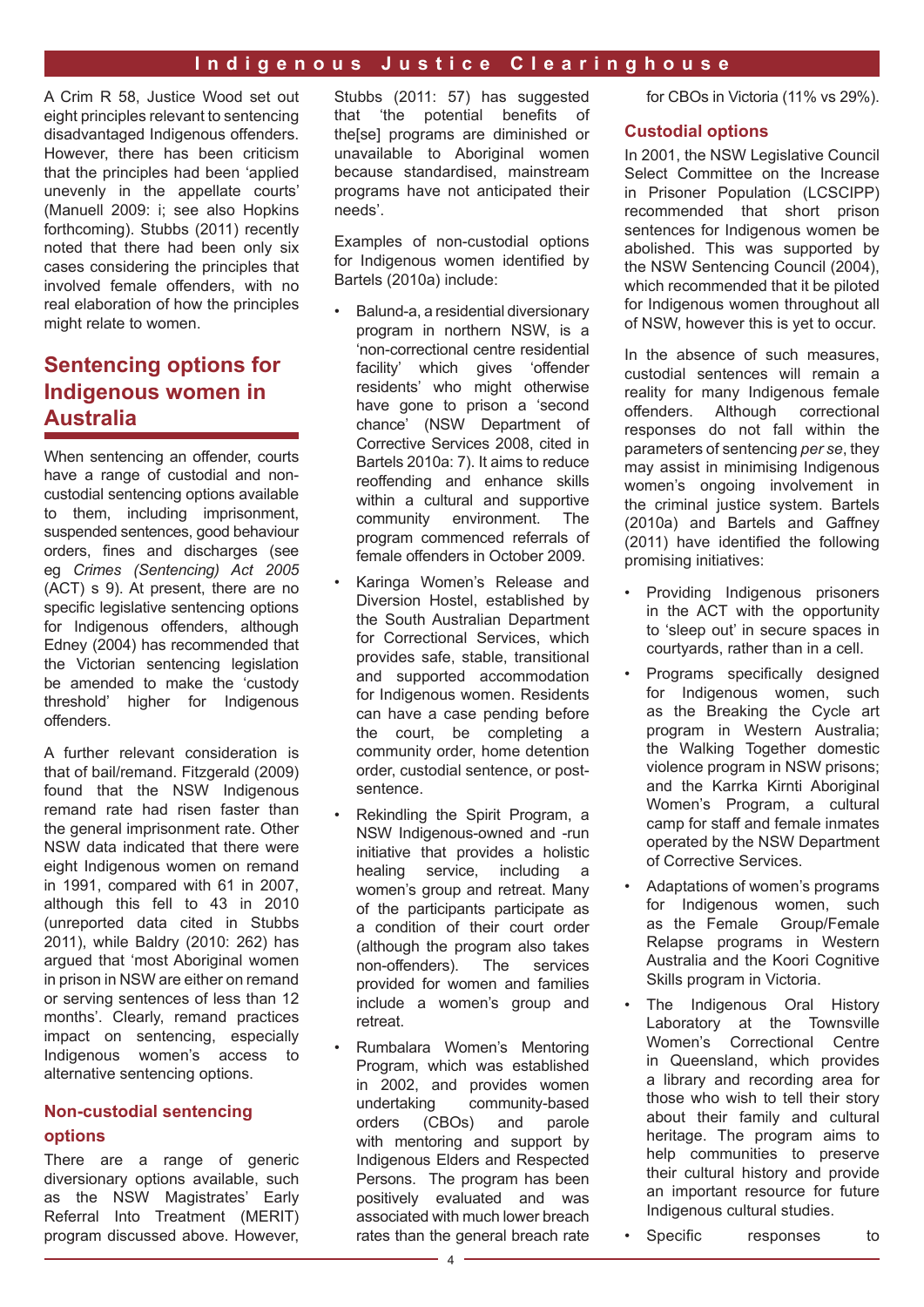A Crim R 58, Justice Wood set out eight principles relevant to sentencing disadvantaged Indigenous offenders. However, there has been criticism that the principles had been 'applied unevenly in the appellate courts' (Manuell 2009: i; see also Hopkins forthcoming). Stubbs (2011) recently noted that there had been only six cases considering the principles that involved female offenders, with no real elaboration of how the principles might relate to women.

## Sentencing options for Indigenous women in Australia

When sentencing an offender, courts have a range of custodial and non-custodial sentencing options available to them, including imprisonment, suspended sentences, good behaviour orders, fines and discharges (see eg *Crimes (Sentencing) Act 2005* (ACT) s 9). At present, there are no specific legislative sentencing options for Indigenous offenders, although Edney (2004) has recommended that the Victorian sentencing legislation be amended to make the 'custody threshold' higher for Indigenous offenders.

A further relevant consideration is that of bail/remand. Fitzgerald (2009) found that the NSW Indigenous remand rate had risen faster than the general imprisonment rate. Other NSW data indicated that there were eight Indigenous women on remand in 1991, compared with 61 in 2007, although this fell to 43 in 2010 (unreported data cited in Stubbs 2011), while Baldry (2010: 262) has argued that 'most Aboriginal women in prison in NSW are either on remand or serving sentences of less than 12 months'. Clearly, remand practices impact on sentencing, especially Indigenous women's access to alternative sentencing options.

### Non-custodial sentencing options

There are a range of generic diversionary options available, such as the NSW Magistrates' Early Referral Into Treatment (MERIT) program discussed above. However, Stubbs (2011: 57) has suggested that 'the potential benefits of the[se] programs are diminished or unavailable to Aboriginal women because standardised, mainstream programs have not anticipated their needs'.

Examples of non-custodial options for Indigenous women identified by Bartels (2010a) include:

- Balund-a, a residential diversionary program in northern NSW, is a 'non-correctional centre residential facility' which gives 'offender residents' who might otherwise have gone to prison a 'second chance' (NSW Department of Corrective Services 2008, cited in Bartels 2010a: 7). It aims to reduce reoffending and enhance skills within a cultural and supportive community environment. The program commenced referrals of female offenders in October 2009.
- Karinga Women's Release and Diversion Hostel, established by the South Australian Department for Correctional Services, which provides safe, stable, transitional and supported accommodation for Indigenous women. Residents can have a case pending before the court, be completing a community order, home detention order, custodial sentence, or post-sentence.
- Rekindling the Spirit Program, a NSW Indigenous-owned and -run initiative that provides a holistic healing service, including a women's group and retreat. Many of the participants participate as a condition of their court order (although the program also takes non-offenders). The services provided for women and families include a women's group and retreat.
- Rumbalara Women's Mentoring Program, which was established in 2002, and provides women undertaking community-based orders (CBOs) and parole with mentoring and support by Indigenous Elders and Respected Persons. The program has been positively evaluated and was associated with much lower breach rates than the general breach rate for CBOs in Victoria (11% vs 29%).

### Custodial options

In 2001, the NSW Legislative Council Select Committee on the Increase in Prisoner Population (LCSCIPP) recommended that short prison sentences for Indigenous women be abolished. This was supported by the NSW Sentencing Council (2004), which recommended that it be piloted for Indigenous women throughout all of NSW, however this is yet to occur.

In the absence of such measures, custodial sentences will remain a reality for many Indigenous female offenders. Although correctional responses do not fall within the parameters of sentencing *per se*, they may assist in minimising Indigenous women's ongoing involvement in the criminal justice system. Bartels (2010a) and Bartels and Gaffney (2011) have identified the following promising initiatives:

- Providing Indigenous prisoners in the ACT with the opportunity to 'sleep out' in secure spaces in courtyards, rather than in a cell.
- Programs specifically designed for Indigenous women, such as the Breaking the Cycle art program in Western Australia; the Walking Together domestic violence program in NSW prisons; and the Karrka Kirnti Aboriginal Women's Program, a cultural camp for staff and female inmates operated by the NSW Department of Corrective Services.
- Adaptations of women's programs for Indigenous women, such as the Female Group/Female Relapse programs in Western Australia and the Koori Cognitive Skills program in Victoria.
- The Indigenous Oral History Laboratory at the Townsville Women's Correctional Centre in Queensland, which provides a library and recording area for those who wish to tell their story about their family and cultural heritage. The program aims to help communities to preserve their cultural history and provide an important resource for future Indigenous cultural studies.
- Specific responses to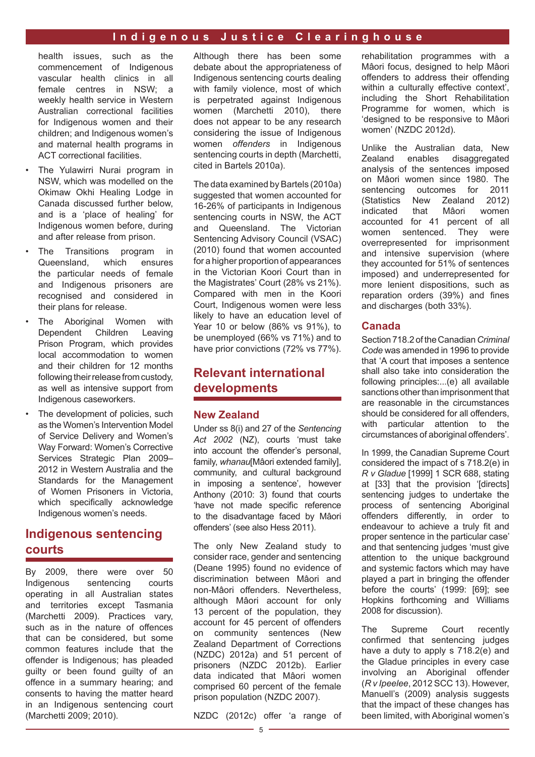health issues, such as the commencement of Indigenous vascular health clinics in all female centres in NSW; a weekly health service in Western Australian correctional facilities for Indigenous women and their children; and Indigenous women's and maternal health programs in ACT correctional facilities.

- The Yulawirri Nurai program in NSW, which was modelled on the Okimaw Okhi Healing Lodge in Canada discussed further below, and is a 'place of healing' for Indigenous women before, during and after release from prison.
- The Transitions program in Queensland, which ensures the particular needs of female and Indigenous prisoners are recognised and considered in their plans for release.
- The Aboriginal Women with Dependent Children Leaving Prison Program, which provides local accommodation to women and their children for 12 months following their release from custody, as well as intensive support from Indigenous caseworkers.
- The development of policies, such as the Women's Intervention Model of Service Delivery and Women's Way Forward: Women's Corrective Services Strategic Plan 2009–2012 in Western Australia and the Standards for the Management of Women Prisoners in Victoria, which specifically acknowledge Indigenous women's needs.

## Indigenous sentencing courts

By 2009, there were over 50 Indigenous sentencing courts operating in all Australian states and territories except Tasmania (Marchetti 2009). Practices vary, such as in the nature of offences that can be considered, but some common features include that the offender is Indigenous; has pleaded guilty or been found guilty of an offence in a summary hearing; and consents to having the matter heard in an Indigenous sentencing court (Marchetti 2009; 2010).

Although there has been some debate about the appropriateness of Indigenous sentencing courts dealing with family violence, most of which is perpetrated against Indigenous women (Marchetti 2010), there does not appear to be any research considering the issue of Indigenous women *offenders* in Indigenous sentencing courts in depth (Marchetti, cited in Bartels 2010a).

The data examined by Bartels (2010a) suggested that women accounted for 16-26% of participants in Indigenous sentencing courts in NSW, the ACT and Queensland. The Victorian Sentencing Advisory Council (VSAC) (2010) found that women accounted for a higher proportion of appearances in the Victorian Koori Court than in the Magistrates' Court (28% vs 21%). Compared with men in the Koori Court, Indigenous women were less likely to have an education level of Year 10 or below (86% vs 91%), to be unemployed (66% vs 71%) and to have prior convictions (72% vs 77%).

## Relevant international developments

### New Zealand

Under ss 8(i) and 27 of the *Sentencing Act 2002* (NZ), courts 'must take into account the offender's personal, family, *whanau*[Mâori extended family], community, and cultural background in imposing a sentence', however Anthony (2010: 3) found that courts 'have not made specific reference to the disadvantage faced by Mâori offenders' (see also Hess 2011).

The only New Zealand study to consider race, gender and sentencing (Deane 1995) found no evidence of discrimination between Mâori and non-Mâori offenders. Nevertheless, although Mâori account for only 13 percent of the population, they account for 45 percent of offenders on community sentences (New Zealand Department of Corrections (NZDC) 2012a) and 51 percent of prisoners (NZDC 2012b). Earlier data indicated that Mâori women comprised 60 percent of the female prison population (NZDC 2007).

NZDC (2012c) offer 'a range of rehabilitation programmes with a Mâori focus, designed to help Mâori offenders to address their offending within a culturally effective context', including the Short Rehabilitation Programme for women, which is 'designed to be responsive to Mâori women' (NZDC 2012d).

Unlike the Australian data, New Zealand enables disaggregated analysis of the sentences imposed on Mâori women since 1980. The sentencing outcomes for 2011 (Statistics New Zealand 2012) indicated that Mâori women accounted for 41 percent of all women sentenced. They were overrepresented for imprisonment and intensive supervision (where they accounted for 51% of sentences imposed) and underrepresented for more lenient dispositions, such as reparation orders (39%) and fines and discharges (both 33%).

### Canada

Section 718.2 of the Canadian *Criminal Code* was amended in 1996 to provide that 'A court that imposes a sentence shall also take into consideration the following principles:...(e) all available sanctions other than imprisonment that are reasonable in the circumstances should be considered for all offenders, with particular attention to the circumstances of aboriginal offenders'.

In 1999, the Canadian Supreme Court considered the impact of s 718.2(e) in *R v Gladue* [1999] 1 SCR 688, stating at [33] that the provision '[directs] sentencing judges to undertake the process of sentencing Aboriginal offenders differently, in order to endeavour to achieve a truly fit and proper sentence in the particular case' and that sentencing judges 'must give attention to the unique background and systemic factors which may have played a part in bringing the offender before the courts' (1999: [69]; see Hopkins forthcoming and Williams 2008 for discussion).

The Supreme Court recently confirmed that sentencing judges have a duty to apply s 718.2(e) and the Gladue principles in every case involving an Aboriginal offender (*R v Ipeelee*, 2012 SCC 13). However, Manuell's (2009) analysis suggests that the impact of these changes has been limited, with Aboriginal women's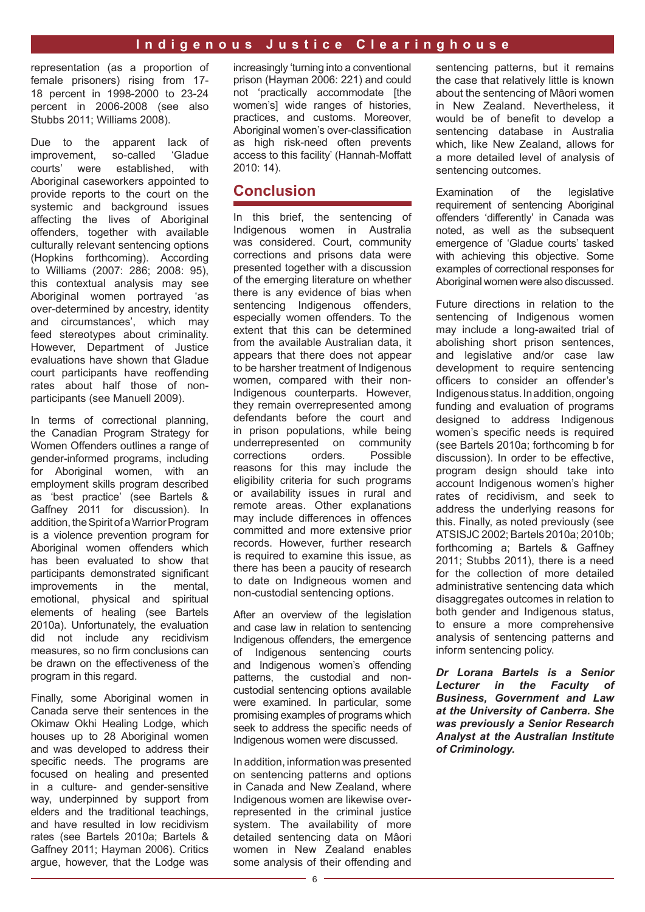representation (as a proportion of female prisoners) rising from 17-18 percent in 1998-2000 to 23-24 percent in 2006-2008 (see also Stubbs 2011; Williams 2008).

Due to the apparent lack of improvement, so-called 'Gladue courts' were established, with Aboriginal caseworkers appointed to provide reports to the court on the systemic and background issues affecting the lives of Aboriginal offenders, together with available culturally relevant sentencing options (Hopkins forthcoming). According to Williams (2007: 286; 2008: 95), this contextual analysis may see Aboriginal women portrayed 'as over-determined by ancestry, identity and circumstances', which may feed stereotypes about criminality. However, Department of Justice evaluations have shown that Gladue court participants have reoffending rates about half those of non-participants (see Manuell 2009).

In terms of correctional planning, the Canadian Program Strategy for Women Offenders outlines a range of gender-informed programs, including for Aboriginal women, with an employment skills program described as 'best practice' (see Bartels & Gaffney 2011 for discussion). In addition, the Spirit of a Warrior Program is a violence prevention program for Aboriginal women offenders which has been evaluated to show that participants demonstrated significant improvements in the mental, emotional, physical and spiritual elements of healing (see Bartels 2010a). Unfortunately, the evaluation did not include any recidivism measures, so no firm conclusions can be drawn on the effectiveness of the program in this regard.

Finally, some Aboriginal women in Canada serve their sentences in the Okimaw Okhi Healing Lodge, which houses up to 28 Aboriginal women and was developed to address their specific needs. The programs are focused on healing and presented in a culture- and gender-sensitive way, underpinned by support from elders and the traditional teachings, and have resulted in low recidivism rates (see Bartels 2010a; Bartels & Gaffney 2011; Hayman 2006). Critics argue, however, that the Lodge was increasingly 'turning into a conventional prison (Hayman 2006: 221) and could not 'practically accommodate [the women's] wide ranges of histories, practices, and customs. Moreover, Aboriginal women's over-classification as high risk-need often prevents access to this facility' (Hannah-Moffatt 2010: 14).

## Conclusion

In this brief, the sentencing of Indigenous women in Australia was considered. Court, community corrections and prisons data were presented together with a discussion of the emerging literature on whether there is any evidence of bias when sentencing Indigenous offenders, especially women offenders. To the extent that this can be determined from the available Australian data, it appears that there does not appear to be harsher treatment of Indigenous women, compared with their non-Indigenous counterparts. However, they remain overrepresented among defendants before the court and in prison populations, while being underrepresented on community corrections orders. Possible reasons for this may include the eligibility criteria for such programs or availability issues in rural and remote areas. Other explanations may include differences in offences committed and more extensive prior records. However, further research is required to examine this issue, as there has been a paucity of research to date on Indigeous women and non-custodial sentencing options.

After an overview of the legislation and case law in relation to sentencing Indigenous offenders, the emergence of Indigenous sentencing courts and Indigenous women's offending patterns, the custodial and non-custodial sentencing options available were examined. In particular, some promising examples of programs which seek to address the specific needs of Indigenous women were discussed.

In addition, information was presented on sentencing patterns and options in Canada and New Zealand, where Indigenous women are likewise over-represented in the criminal justice system. The availability of more detailed sentencing data on Mâori women in New Zealand enables some analysis of their offending and sentencing patterns, but it remains the case that relatively little is known about the sentencing of Mâori women in New Zealand. Nevertheless, it would be of benefit to develop a sentencing database in Australia which, like New Zealand, allows for a more detailed level of analysis of sentencing outcomes.

Examination of the legislative requirement of sentencing Aboriginal offenders 'differently' in Canada was noted, as well as the subsequent emergence of 'Gladue courts' tasked with achieving this objective. Some examples of correctional responses for Aboriginal women were also discussed.

Future directions in relation to the sentencing of Indigenous women may include a long-awaited trial of abolishing short prison sentences, and legislative and/or case law development to require sentencing officers to consider an offender's Indigenous status. In addition, ongoing funding and evaluation of programs designed to address Indigenous women's specific needs is required (see Bartels 2010a; forthcoming b for discussion). In order to be effective, program design should take into account Indigenous women's higher rates of recidivism, and seek to address the underlying reasons for this. Finally, as noted previously (see ATSISJC 2002; Bartels 2010a; 2010b; forthcoming a; Bartels & Gaffney 2011; Stubbs 2011), there is a need for the collection of more detailed administrative sentencing data which disaggregates outcomes in relation to both gender and Indigenous status, to ensure a more comprehensive analysis of sentencing patterns and inform sentencing policy.

***Dr Lorana Bartels is a Senior Lecturer in the Faculty of Business, Government and Law at the University of Canberra. She was previously a Senior Research Analyst at the Australian Institute of Criminology.***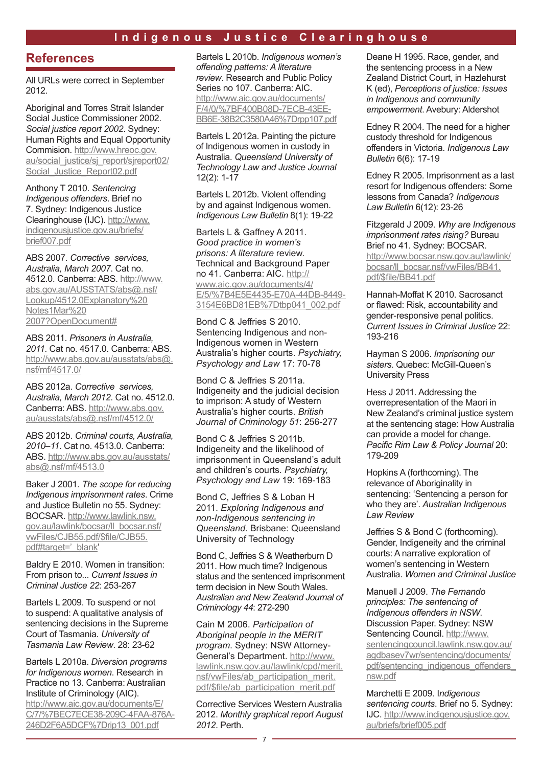## References

All URLs were correct in September 2012.

Aboriginal and Torres Strait Islander Social Justice Commissioner 2002. *Social justice report 2002*. Sydney: Human Rights and Equal Opportunity Commision. http://www.hreoc.gov.au/social_justice/sj_report/sjreport02/Social_Justice_Report02.pdf

Anthony T 2010. *Sentencing Indigenous offenders*. Brief no 7. Sydney: Indigenous Justice Clearinghouse (IJC). http://www.indigenousjustice.gov.au/briefs/brief007.pdf

ABS 2007. *Corrective services, Australia, March 2007*. Cat no. 4512.0. Canberra: ABS. http://www.abs.gov.au/AUSSTATS/abs@.nsf/Lookup/4512.0Explanatory%20Notes1Mar%202007?OpenDocument#

ABS 2011. *Prisoners in Australia, 2011*. Cat no. 4517.0. Canberra: ABS. http://www.abs.gov.au/ausstats/abs@.nsf/mf/4517.0/

ABS 2012a. *Corrective services, Australia, March 2012*. Cat no. 4512.0. Canberra: ABS. http://www.abs.gov.au/ausstats/abs@.nsf/mf/4512.0/

ABS 2012b. *Criminal courts, Australia, 2010–11*. Cat no. 4513.0. Canberra: ABS. http://www.abs.gov.au/ausstats/abs@.nsf/mf/4513.0

Baker J 2001. *The scope for reducing Indigenous imprisonment rates*. Crime and Justice Bulletin no 55. Sydney: BOCSAR. http://www.lawlink.nsw.gov.au/lawlink/bocsar/ll_bocsar.nsf/vwFiles/CJB55.pdf/$file/CJB55.pdf#target='_blank'

Baldry E 2010. Women in transition: From prison to... *Current Issues in Criminal Justice 22*: 253-267

Bartels L 2009. To suspend or not to suspend: A qualitative analysis of sentencing decisions in the Supreme Court of Tasmania. *University of Tasmania Law Review*. 28: 23-62

Bartels L 2010a. *Diversion programs for Indigenous women*. Research in Practice no 13. Canberra: Australian Institute of Criminology (AIC). http://www.aic.gov.au/documents/E/C/7/%7BEC7ECE38-209C-4FAA-876A-246D2F6A5DCF%7Drip13_001.pdf

Bartels L 2010b. *Indigenous women's offending patterns: A literature review*. Research and Public Policy Series no 107. Canberra: AIC. http://www.aic.gov.au/documents/F/4/0/%7BF400B08D-7ECB-43EE-BB6E-38B2C3580A46%7Drpp107.pdf

Bartels L 2012a. Painting the picture of Indigenous women in custody in Australia. *Queensland University of Technology Law and Justice Journal* 12(2): 1-17

Bartels L 2012b. Violent offending by and against Indigenous women. *Indigenous Law Bulletin* 8(1): 19-22

Bartels L & Gaffney A 2011. *Good practice in women's prisons: A literature* review. Technical and Background Paper no 41. Canberra: AIC. http://www.aic.gov.au/documents/4/E/5/%7B4E5E4435-E70A-44DB-8449-3154E6BD81EB%7Dtbp041_002.pdf

Bond C & Jeffries S 2010. Sentencing Indigenous and non-Indigenous women in Western Australia's higher courts. *Psychiatry, Psychology and Law* 17: 70-78

Bond C & Jeffries S 2011a. Indigeneity and the judicial decision to imprison: A study of Western Australia's higher courts. *British Journal of Criminology 51*: 256-277

Bond C & Jeffries S 2011b. Indigeneity and the likelihood of imprisonment in Queensland's adult and children's courts. *Psychiatry, Psychology and Law* 19: 169-183

Bond C, Jeffries S & Loban H 2011. *Exploring Indigenous and non-Indigenous sentencing in Queensland*. Brisbane: Queensland University of Technology

Bond C, Jeffries S & Weatherburn D 2011. How much time? Indigenous status and the sentenced imprisonment term decision in New South Wales. *Australian and New Zealand Journal of Criminology 44*: 272-290

Cain M 2006. *Participation of Aboriginal people in the MERIT program*. Sydney: NSW Attorney-General's Department. http://www.lawlink.nsw.gov.au/lawlink/cpd/merit.nsf/vwFiles/ab_participation_merit.pdf/$file/ab_participation_merit.pdf

Corrective Services Western Australia 2012. *Monthly graphical report August 2012*. Perth.

Deane H 1995. Race, gender, and the sentencing process in a New Zealand District Court, in Hazlehurst K (ed), *Perceptions of justice: Issues in Indigenous and community empowerment*. Avebury: Aldershot

Edney R 2004. The need for a higher custody threshold for Indigenous offenders in Victoria. *Indigenous Law Bulletin* 6(6): 17-19

Edney R 2005. Imprisonment as a last resort for Indigenous offenders: Some lessons from Canada? *Indigenous Law Bulletin* 6(12): 23-26

Fitzgerald J 2009. *Why are Indigenous imprisonment rates rising?* Bureau Brief no 41. Sydney: BOCSAR. http://www.bocsar.nsw.gov.au/lawlink/bocsar/ll_bocsar.nsf/vwFiles/BB41.pdf/$file/BB41.pdf

Hannah-Moffat K 2010. Sacrosanct or flawed: Risk, accountability and gender-responsive penal politics. *Current Issues in Criminal Justice* 22: 193-216

Hayman S 2006. *Imprisoning our sisters*. Quebec: McGill-Queen's University Press

Hess J 2011. Addressing the overrepresentation of the Maori in New Zealand's criminal justice system at the sentencing stage: How Australia can provide a model for change. *Pacific Rim Law & Policy Journal* 20: 179-209

Hopkins A (forthcoming). The relevance of Aboriginality in sentencing: 'Sentencing a person for who they are'. *Australian Indigenous Law Review*

Jeffries S & Bond C (forthcoming). Gender, Indigeneity and the criminal courts: A narrative exploration of women's sentencing in Western Australia. *Women and Criminal Justice*

Manuell J 2009. *The Fernando principles: The sentencing of Indigenous offenders in NSW*. Discussion Paper. Sydney: NSW Sentencing Council. http://www.sentencingcouncil.lawlink.nsw.gov.au/agdbasev7wr/sentencing/documents/pdf/sentencing_indigenous_offenders_nsw.pdf

Marchetti E 2009. I*ndigenous sentencing courts*. Brief no 5. Sydney: IJC. http://www.indigenousjustice.gov.au/briefs/brief005.pdf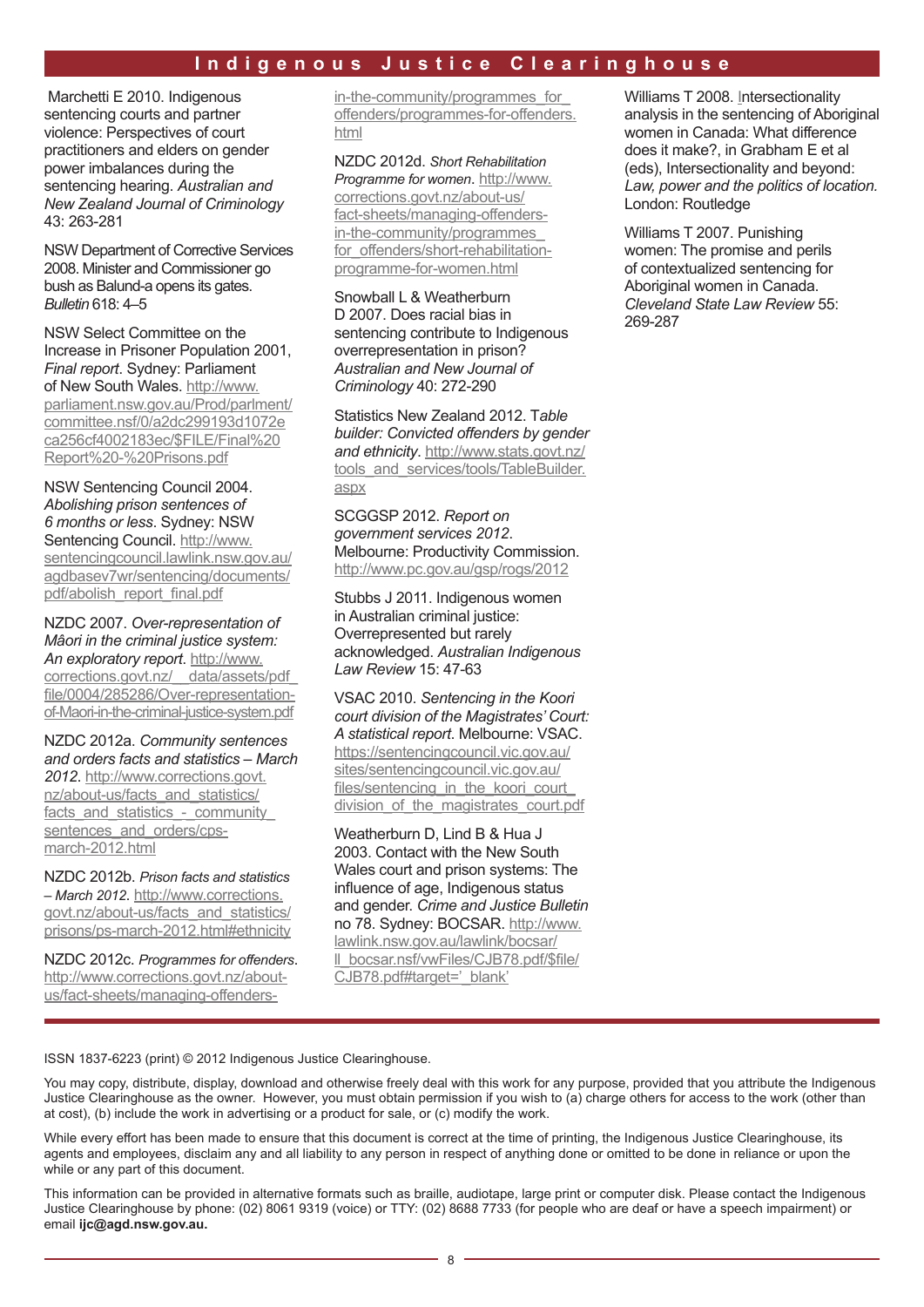Marchetti E 2010. Indigenous sentencing courts and partner violence: Perspectives of court practitioners and elders on gender power imbalances during the sentencing hearing. *Australian and New Zealand Journal of Criminology* 43: 263-281

NSW Department of Corrective Services 2008. Minister and Commissioner go bush as Balund-a opens its gates. *Bulletin* 618: 4–5

NSW Select Committee on the Increase in Prisoner Population 2001, *Final report*. Sydney: Parliament of New South Wales. http://www.parliament.nsw.gov.au/Prod/parlment/committee.nsf/0/a2dc299193d1072eca256cf4002183ec/$FILE/Final%20Report%20-%20Prisons.pdf

NSW Sentencing Council 2004. *Abolishing prison sentences of 6 months or less*. Sydney: NSW Sentencing Council. http://www.sentencingcouncil.lawlink.nsw.gov.au/agdbasev7wr/sentencing/documents/pdf/abolish_report_final.pdf

NZDC 2007. *Over-representation of Mâori in the criminal justice system: An exploratory report*. http://www.corrections.govt.nz/__data/assets/pdf_file/0004/285286/Over-representation-of-Maori-in-the-criminal-justice-system.pdf

NZDC 2012a. *Community sentences and orders facts and statistics – March 2012*. http://www.corrections.govt.nz/about-us/facts_and_statistics/facts_and_statistics_-_community_sentences_and_orders/cps-march-2012.html

NZDC 2012b. *Prison facts and statistics – March 2012*. http://www.corrections.govt.nz/about-us/facts_and_statistics/prisons/ps-march-2012.html#ethnicity

NZDC 2012c. *Programmes for offenders*. http://www.corrections.govt.nz/about-us/fact-sheets/managing-offenders-in-the-community/programmes_for_offenders/programmes-for-offenders.html

NZDC 2012d. *Short Rehabilitation Programme for women*. http://www.corrections.govt.nz/about-us/fact-sheets/managing-offenders-in-the-community/programmes_for_offenders/short-rehabilitation-programme-for-women.html

Snowball L & Weatherburn D 2007. Does racial bias in sentencing contribute to Indigenous overrepresentation in prison? *Australian and New Journal of Criminology* 40: 272-290

Statistics New Zealand 2012. T*able builder: Convicted offenders by gender and ethnicity*. http://www.stats.govt.nz/tools_and_services/tools/TableBuilder.aspx

SCGGSP 2012. *Report on government services 2012*. Melbourne: Productivity Commission. http://www.pc.gov.au/gsp/rogs/2012

Stubbs J 2011. Indigenous women in Australian criminal justice: Overrepresented but rarely acknowledged. *Australian Indigenous Law Review* 15: 47-63

VSAC 2010. *Sentencing in the Koori court division of the Magistrates' Court: A statistical report*. Melbourne: VSAC. https://sentencingcouncil.vic.gov.au/sites/sentencingcouncil.vic.gov.au/files/sentencing_in_the_koori_court_division_of_the_magistrates_court.pdf

Weatherburn D, Lind B & Hua J 2003. Contact with the New South Wales court and prison systems: The influence of age, Indigenous status and gender. *Crime and Justice Bulletin* no 78. Sydney: BOCSAR. http://www.lawlink.nsw.gov.au/lawlink/bocsar/ll_bocsar.nsf/vwFiles/CJB78.pdf/$file/CJB78.pdf#target='_blank'

Williams T 2008. Intersectionality analysis in the sentencing of Aboriginal women in Canada: What difference does it make?, in Grabham E et al (eds), Intersectionality and beyond: *Law, power and the politics of location.* London: Routledge

Williams T 2007. Punishing women: The promise and perils of contextualized sentencing for Aboriginal women in Canada. *Cleveland State Law Review* 55: 269-287

ISSN 1837-6223 (print) © 2012 Indigenous Justice Clearinghouse.

You may copy, distribute, display, download and otherwise freely deal with this work for any purpose, provided that you attribute the Indigenous Justice Clearinghouse as the owner. However, you must obtain permission if you wish to (a) charge others for access to the work (other than at cost), (b) include the work in advertising or a product for sale, or (c) modify the work.

While every effort has been made to ensure that this document is correct at the time of printing, the Indigenous Justice Clearinghouse, its agents and employees, disclaim any and all liability to any person in respect of anything done or omitted to be done in reliance or upon the while or any part of this document.

This information can be provided in alternative formats such as braille, audiotape, large print or computer disk. Please contact the Indigenous Justice Clearinghouse by phone: (02) 8061 9319 (voice) or TTY: (02) 8688 7733 (for people who are deaf or have a speech impairment) or email **ijc@agd.nsw.gov.au.**